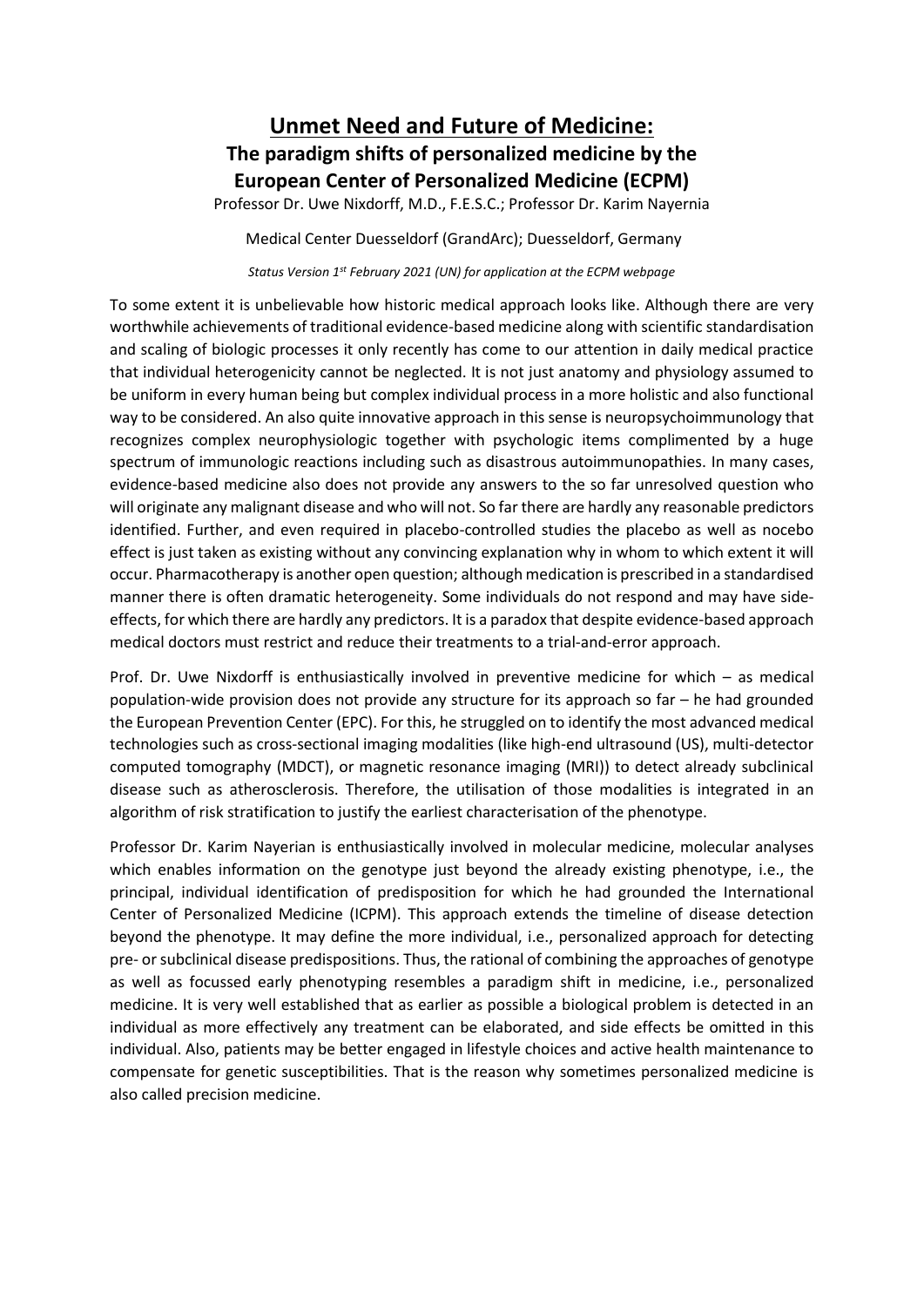# Unmet Need and Future of Medicine:

## The paradigm shifts of personalized medicine by the European Center of Personalized Medicine (ECPM)

Professor Dr. Uwe Nixdorff, M.D., F.E.S.C.; Professor Dr. Karim Nayernia

Medical Center Duesseldorf (GrandArc); Duesseldorf, Germany

*Status Version 1st February 2021 (UN) for application at the ECPM webpage*

To some extent it is unbelievable how historic medical approach looks like. Although there are very worthwhile achievements of traditional evidence-based medicine along with scientific standardisation and scaling of biologic processes it only recently has come to our attention in daily medical practice that individual heterogenicity cannot be neglected. It is not just anatomy and physiology assumed to be uniform in every human being but complex individual process in a more holistic and also functional way to be considered. An also quite innovative approach in this sense is neuropsychoimmunology that recognizes complex neurophysiologic together with psychologic items complimented by a huge spectrum of immunologic reactions including such as disastrous autoimmunopathies. In many cases, evidence-based medicine also does not provide any answers to the so far unresolved question who will originate any malignant disease and who will not. So far there are hardly any reasonable predictors identified. Further, and even required in placebo-controlled studies the placebo as well as nocebo effect is just taken as existing without any convincing explanation why in whom to which extent it will occur. Pharmacotherapy is another open question; although medication is prescribed in a standardised manner there is often dramatic heterogeneity. Some individuals do not respond and may have side-effects, for which there are hardly any predictors. It is a paradox that despite evidence-based approach medical doctors must restrict and reduce their treatments to a trial-and-error approach.

Prof. Dr. Uwe Nixdorff is enthusiastically involved in preventive medicine for which – as medical population-wide provision does not provide any structure for its approach so far – he had grounded the European Prevention Center (EPC). For this, he struggled on to identify the most advanced medical technologies such as cross-sectional imaging modalities (like high-end ultrasound (US), multi-detector computed tomography (MDCT), or magnetic resonance imaging (MRI)) to detect already subclinical disease such as atherosclerosis. Therefore, the utilisation of those modalities is integrated in an algorithm of risk stratification to justify the earliest characterisation of the phenotype.

Professor Dr. Karim Nayerian is enthusiastically involved in molecular medicine, molecular analyses which enables information on the genotype just beyond the already existing phenotype, i.e., the principal, individual identification of predisposition for which he had grounded the International Center of Personalized Medicine (ICPM). This approach extends the timeline of disease detection beyond the phenotype. It may define the more individual, i.e., personalized approach for detecting pre- or subclinical disease predispositions. Thus, the rational of combining the approaches of genotype as well as focussed early phenotyping resembles a paradigm shift in medicine, i.e., personalized medicine. It is very well established that as earlier as possible a biological problem is detected in an individual as more effectively any treatment can be elaborated, and side effects be omitted in this individual. Also, patients may be better engaged in lifestyle choices and active health maintenance to compensate for genetic susceptibilities. That is the reason why sometimes personalized medicine is also called precision medicine.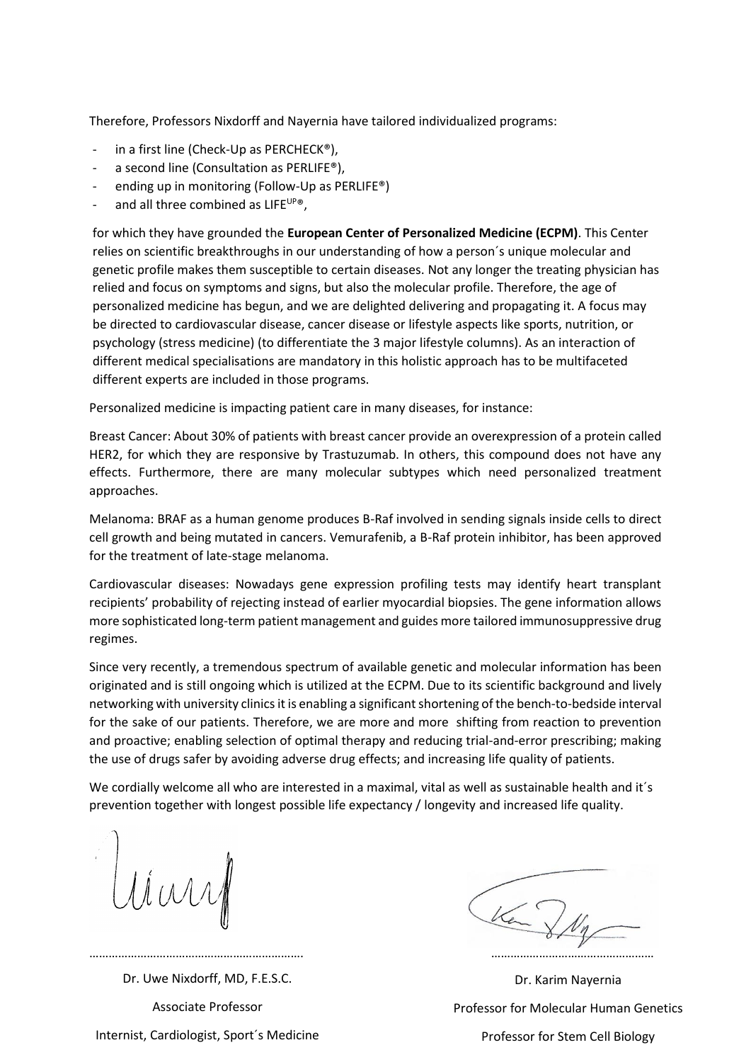Therefore, Professors Nixdorff and Nayernia have tailored individualized programs:

- in a first line (Check-Up as PERCHECK®),
- a second line (Consultation as PERLIFE®),
- ending up in monitoring (Follow-Up as PERLIFE®)
- and all three combined as LIFE$^{UP®}$,

for which they have grounded the **European Center of Personalized Medicine (ECPM)**. This Center relies on scientific breakthroughs in our understanding of how a person´s unique molecular and genetic profile makes them susceptible to certain diseases. Not any longer the treating physician has relied and focus on symptoms and signs, but also the molecular profile. Therefore, the age of personalized medicine has begun, and we are delighted delivering and propagating it. A focus may be directed to cardiovascular disease, cancer disease or lifestyle aspects like sports, nutrition, or psychology (stress medicine) (to differentiate the 3 major lifestyle columns). As an interaction of different medical specialisations are mandatory in this holistic approach has to be multifaceted different experts are included in those programs.

Personalized medicine is impacting patient care in many diseases, for instance:

Breast Cancer: About 30% of patients with breast cancer provide an overexpression of a protein called HER2, for which they are responsive by Trastuzumab. In others, this compound does not have any effects. Furthermore, there are many molecular subtypes which need personalized treatment approaches.

Melanoma: BRAF as a human genome produces B-Raf involved in sending signals inside cells to direct cell growth and being mutated in cancers. Vemurafenib, a B-Raf protein inhibitor, has been approved for the treatment of late-stage melanoma.

Cardiovascular diseases: Nowadays gene expression profiling tests may identify heart transplant recipients' probability of rejecting instead of earlier myocardial biopsies. The gene information allows more sophisticated long-term patient management and guides more tailored immunosuppressive drug regimes.

Since very recently, a tremendous spectrum of available genetic and molecular information has been originated and is still ongoing which is utilized at the ECPM. Due to its scientific background and lively networking with university clinics it is enabling a significant shortening of the bench-to-bedside interval for the sake of our patients. Therefore, we are more and more shifting from reaction to prevention and proactive; enabling selection of optimal therapy and reducing trial-and-error prescribing; making the use of drugs safer by avoiding adverse drug effects; and increasing life quality of patients.

We cordially welcome all who are interested in a maximal, vital as well as sustainable health and it´s prevention together with longest possible life expectancy / longevity and increased life quality.

…………………………………………………….

Dr. Uwe Nixdorff, MD, F.E.S.C.

Associate Professor

Internist, Cardiologist, Sport´s Medicine

…………………………………………

Dr. Karim Nayernia

Professor for Molecular Human Genetics

Professor for Stem Cell Biology